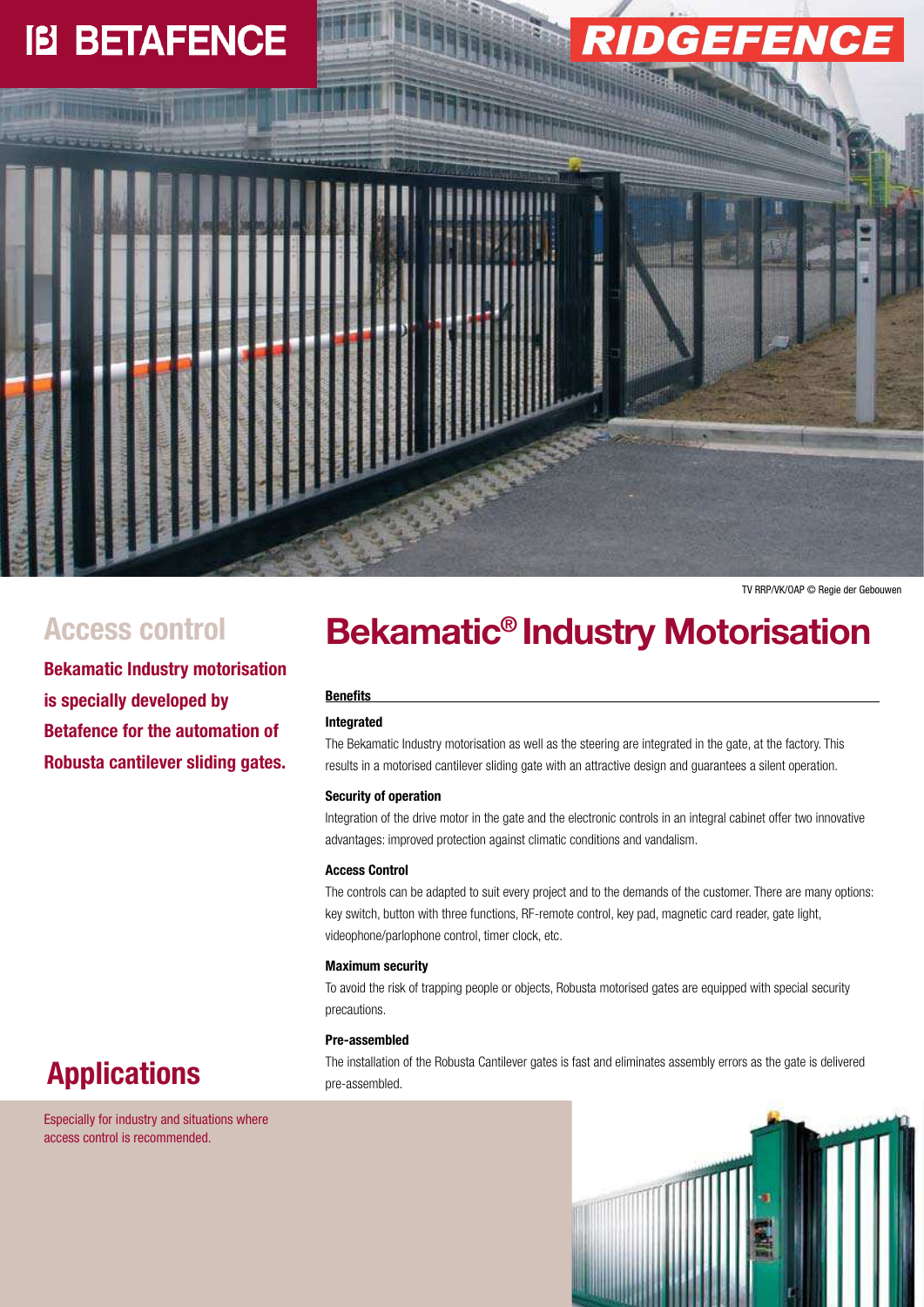BETAFENCE

RIDGEFENCE

TV RRP/VK/OAP © Regie der Gebouwen

## Access control

**Bekamatic Industry motorisation is specially developed by Betafence for the automation of Robusta cantilever sliding gates.**

# Bekamatic® Industry Motorisation

**Benefits**

**Integrated**

The Bekamatic Industry motorisation as well as the steering are integrated in the gate, at the factory. This results in a motorised cantilever sliding gate with an attractive design and guarantees a silent operation.

**Security of operation**

Integration of the drive motor in the gate and the electronic controls in an integral cabinet offer two innovative advantages: improved protection against climatic conditions and vandalism.

**Access Control**

The controls can be adapted to suit every project and to the demands of the customer. There are many options: key switch, button with three functions, RF-remote control, key pad, magnetic card reader, gate light, videophone/parlophone control, timer clock, etc.

**Maximum security**

To avoid the risk of trapping people or objects, Robusta motorised gates are equipped with special security precautions.

**Pre-assembled**

The installation of the Robusta Cantilever gates is fast and eliminates assembly errors as the gate is delivered pre-assembled.

## Applications

Especially for industry and situations where access control is recommended.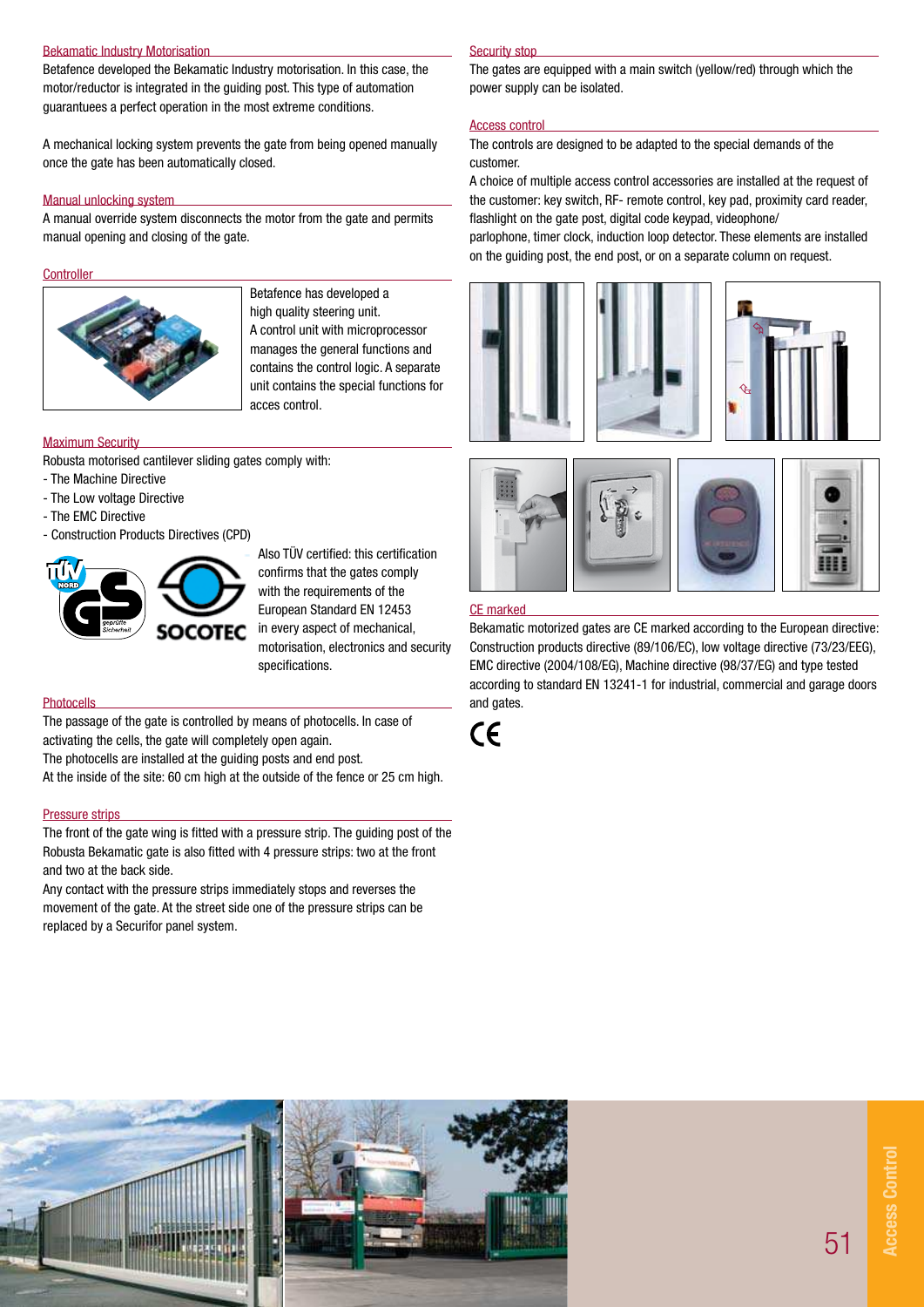## Bekamatic Industry Motorisation

Betafence developed the Bekamatic Industry motorisation. In this case, the motor/reductor is integrated in the guiding post. This type of automation guaranteues a perfect operation in the most extreme conditions.

A mechanical locking system prevents the gate from being opened manually once the gate has been automatically closed.

## Manual unlocking system

A manual override system disconnects the motor from the gate and permits manual opening and closing of the gate.

## Controller

Betafence has developed a high quality steering unit. A control unit with microprocessor manages the general functions and contains the control logic. A separate unit contains the special functions for acces control.

## Maximum Security

Robusta motorised cantilever sliding gates comply with:

- The Machine Directive
- The Low voltage Directive
- The EMC Directive
- Construction Products Directives (CPD)

Also TÜV certified: this certification confirms that the gates comply with the requirements of the European Standard EN 12453 in every aspect of mechanical, motorisation, electronics and security specifications.

## Photocells

The passage of the gate is controlled by means of photocells. In case of activating the cells, the gate will completely open again.
The photocells are installed at the guiding posts and end post.
At the inside of the site: 60 cm high at the outside of the fence or 25 cm high.

## Pressure strips

The front of the gate wing is fitted with a pressure strip. The guiding post of the Robusta Bekamatic gate is also fitted with 4 pressure strips: two at the front and two at the back side.
Any contact with the pressure strips immediately stops and reverses the movement of the gate. At the street side one of the pressure strips can be replaced by a Securifor panel system.

## Security stop

The gates are equipped with a main switch (yellow/red) through which the power supply can be isolated.

## Access control

The controls are designed to be adapted to the special demands of the customer.
A choice of multiple access control accessories are installed at the request of the customer: key switch, RF- remote control, key pad, proximity card reader, flashlight on the gate post, digital code keypad, videophone/parlophone, timer clock, induction loop detector. These elements are installed on the guiding post, the end post, or on a separate column on request.

## CE marked

Bekamatic motorized gates are CE marked according to the European directive: Construction products directive (89/106/EC), low voltage directive (73/23/EEG), EMC directive (2004/108/EG), Machine directive (98/37/EG) and type tested according to standard EN 13241-1 for industrial, commercial and garage doors and gates.

Access Control